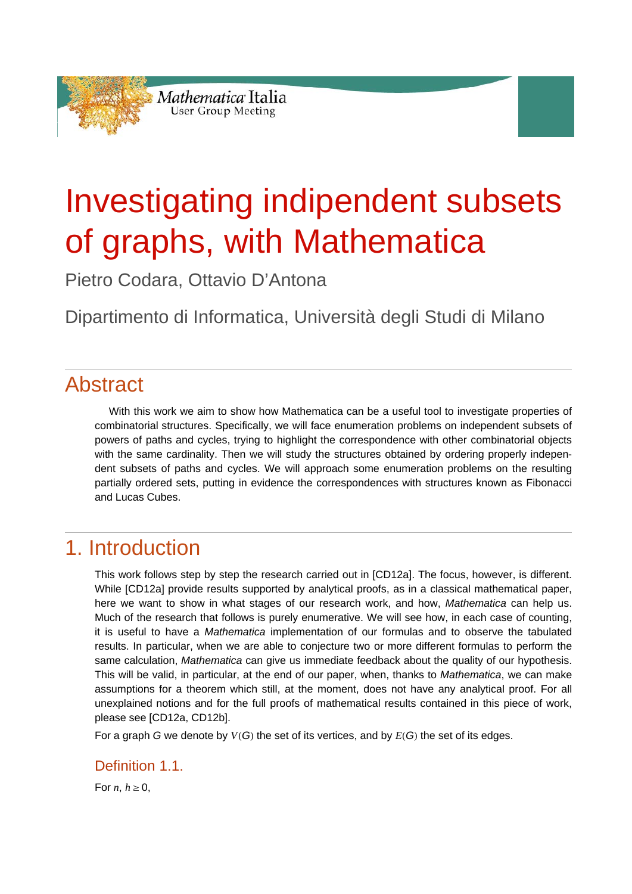# Investigating indipendent subsets of graphs, with Mathematica

Pietro Codara, Ottavio D'Antona

Dipartimento di Informatica, Università degli Studi di Milano

## Abstract

With this work we aim to show how Mathematica can be a useful tool to investigate properties of combinatorial structures. Specifically, we will face enumeration problems on independent subsets of powers of paths and cycles, trying to highlight the correspondence with other combinatorial objects with the same cardinality. Then we will study the structures obtained by ordering properly independent subsets of paths and cycles. We will approach some enumeration problems on the resulting partially ordered sets, putting in evidence the correspondences with structures known as Fibonacci and Lucas Cubes.

## 1. Introduction

This work follows step by step the research carried out in [CD12a]. The focus, however, is different. While [CD12a] provide results supported by analytical proofs, as in a classical mathematical paper, here we want to show in what stages of our research work, and how, *Mathematica* can help us. Much of the research that follows is purely enumerative. We will see how, in each case of counting, it is useful to have a *Mathematica* implementation of our formulas and to observe the tabulated results. In particular, when we are able to conjecture two or more different formulas to perform the same calculation, *Mathematica* can give us immediate feedback about the quality of our hypothesis. This will be valid, in particular, at the end of our paper, when, thanks to *Mathematica*, we can make assumptions for a theorem which still, at the moment, does not have any analytical proof. For all unexplained notions and for the full proofs of mathematical results contained in this piece of work, please see [CD12a, CD12b].

For a graph $G$ we denote by $V(G)$ the set of its vertices, and by $E(G)$ the set of its edges.

### Definition 1.1.

For $n, h \geq 0$,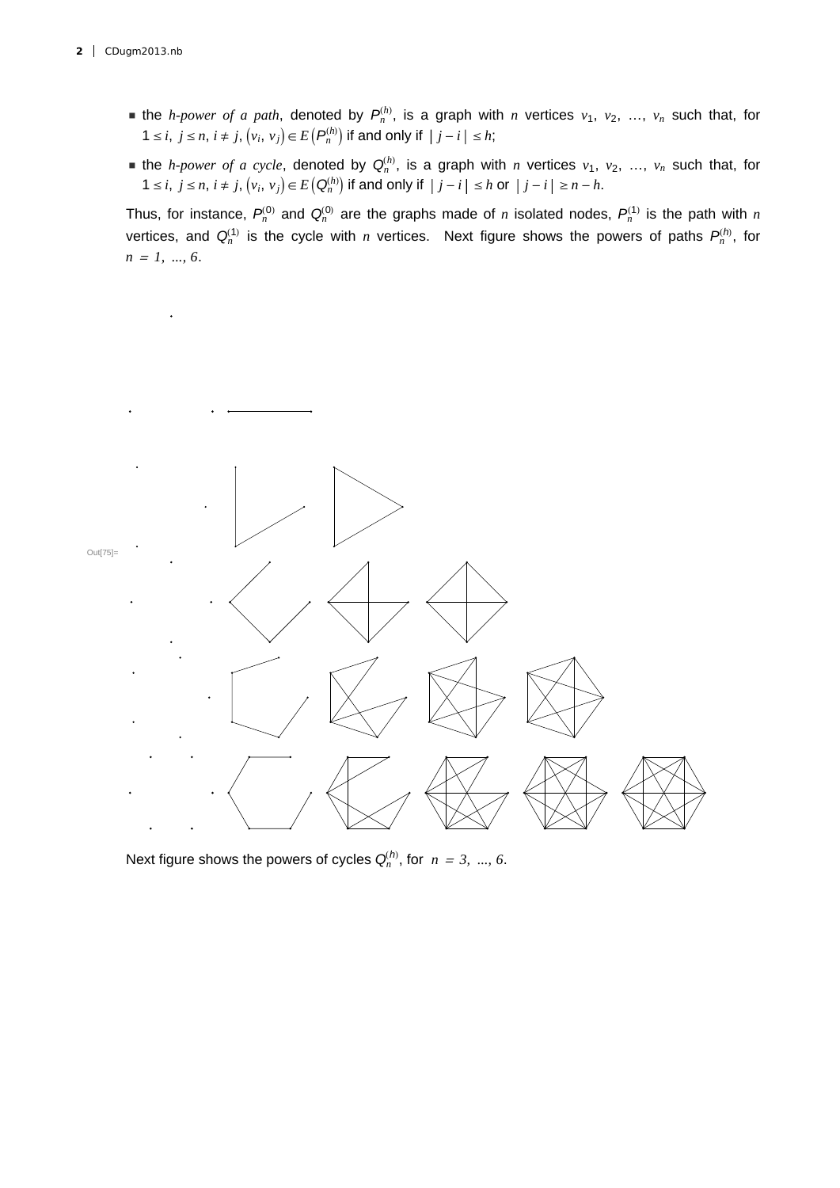- the *h-power of a path*, denoted by $P_n^{(h)}$, is a graph with $n$ vertices $v_1, v_2, \ldots, v_n$ such that, for $1 \le i, j \le n, i \ne j, (v_i, v_j) \in E(P_n^{(h)})$ if and only if $|j - i| \le h$;
- the *h-power of a cycle*, denoted by $Q_n^{(h)}$, is a graph with $n$ vertices $v_1, v_2, \ldots, v_n$ such that, for $1 \le i, j \le n, i \ne j, (v_i, v_j) \in E(Q_n^{(h)})$ if and only if $|j - i| \le h$ or $|j - i| \ge n - h$.

Thus, for instance, $P_n^{(0)}$ and $Q_n^{(0)}$ are the graphs made of $n$ isolated nodes, $P_n^{(1)}$ is the path with $n$ vertices, and $Q_n^{(1)}$ is the cycle with $n$ vertices. Next figure shows the powers of paths $P_n^{(h)}$, for $n = 1, \ldots, 6$.

Out[75]=

Next figure shows the powers of cycles $Q_n^{(h)}$, for $n = 3, \ldots, 6$.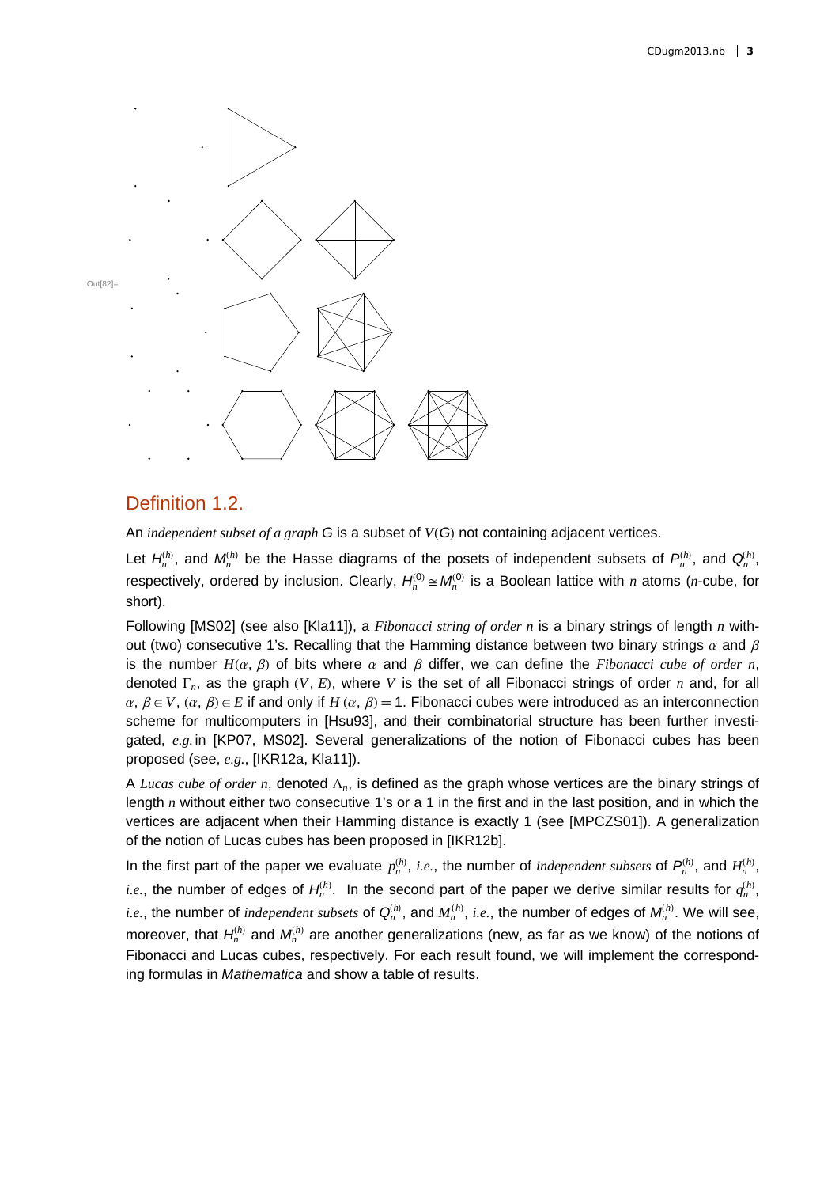Out[82]=

## Definition 1.2.

An *independent subset of a graph* $G$ is a subset of $V(G)$ not containing adjacent vertices.

Let $H_n^{(h)}$, and $M_n^{(h)}$ be the Hasse diagrams of the posets of independent subsets of $P_n^{(h)}$, and $Q_n^{(h)}$, respectively, ordered by inclusion. Clearly, $H_n^{(0)} \cong M_n^{(0)}$ is a Boolean lattice with $n$ atoms ($n$-cube, for short).

Following [MS02] (see also [Kla11]), a *Fibonacci string of order n* is a binary strings of length $n$ without (two) consecutive 1's. Recalling that the Hamming distance between two binary strings $\alpha$ and $\beta$ is the number $H(\alpha, \beta)$ of bits where $\alpha$ and $\beta$ differ, we can define the *Fibonacci cube of order n*, denoted $\Gamma_n$, as the graph $(V, E)$, where $V$ is the set of all Fibonacci strings of order $n$ and, for all $\alpha, \beta \in V$, $(\alpha, \beta) \in E$ if and only if $H(\alpha, \beta) = 1$. Fibonacci cubes were introduced as an interconnection scheme for multicomputers in [Hsu93], and their combinatorial structure has been further investigated, *e.g.* in [KP07, MS02]. Several generalizations of the notion of Fibonacci cubes has been proposed (see, *e.g.*, [IKR12a, Kla11]).

A *Lucas cube of order n*, denoted $\Lambda_n$, is defined as the graph whose vertices are the binary strings of length $n$ without either two consecutive 1's or a 1 in the first and in the last position, and in which the vertices are adjacent when their Hamming distance is exactly 1 (see [MPCZS01]). A generalization of the notion of Lucas cubes has been proposed in [IKR12b].

In the first part of the paper we evaluate $p_n^{(h)}$, *i.e.*, the number of *independent subsets* of $P_n^{(h)}$, and $H_n^{(h)}$, *i.e.*, the number of edges of $H_n^{(h)}$. In the second part of the paper we derive similar results for $q_n^{(h)}$, *i.e.*, the number of *independent subsets* of $Q_n^{(h)}$, and $M_n^{(h)}$, *i.e.*, the number of edges of $M_n^{(h)}$. We will see, moreover, that $H_n^{(h)}$ and $M_n^{(h)}$ are another generalizations (new, as far as we know) of the notions of Fibonacci and Lucas cubes, respectively. For each result found, we will implement the corresponding formulas in *Mathematica* and show a table of results.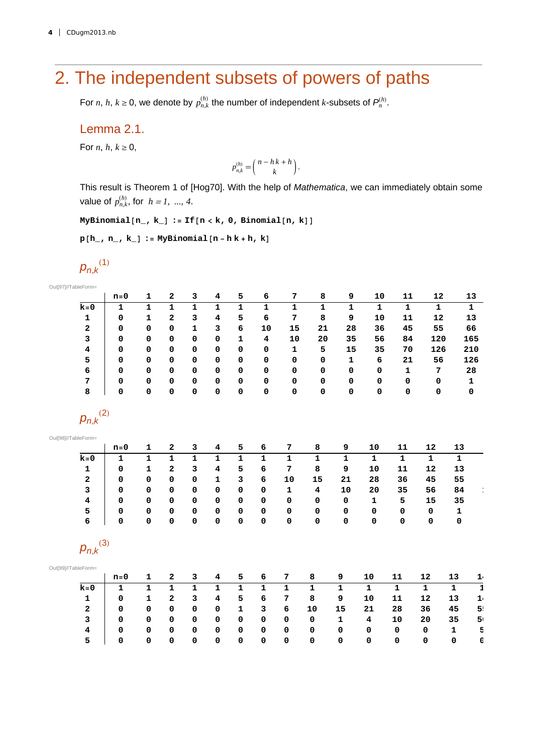# 2. The independent subsets of powers of paths

For $n$, $h$, $k \geq 0$, we denote by $p_{n,k}^{(h)}$ the number of independent $k$-subsets of $P_n^{(h)}$.

## Lemma 2.1.

For $n$, $h$, $k \geq 0$,

$$p_{n,k}^{(h)} = \binom{n - h\,k + h}{k}.$$

This result is Theorem 1 of [Hog70]. With the help of *Mathematica*, we can immediately obtain some value of $p_{n,k}^{(h)}$, for $h = 1, \ldots, 4$.

```
MyBinomial[n_, k_] := If[n < k, 0, Binomial[n, k]]
```

```
p[h_, n_, k_] := MyBinomial[n - h k + h, k]
```

$p_{n,k}{}^{(1)}$

Out[97]//TableForm=

| | n=0 | 1 | 2 | 3 | 4 | 5 | 6 | 7 | 8 | 9 | 10 | 11 | 12 | 13 |
|---|---|---|---|---|---|---|---|---|---|---|---|---|---|---|
| k=0 | 1 | 1 | 1 | 1 | 1 | 1 | 1 | 1 | 1 | 1 | 1 | 1 | 1 | 1 |
| 1 | 0 | 1 | 2 | 3 | 4 | 5 | 6 | 7 | 8 | 9 | 10 | 11 | 12 | 13 |
| 2 | 0 | 0 | 0 | 1 | 3 | 6 | 10 | 15 | 21 | 28 | 36 | 45 | 55 | 66 |
| 3 | 0 | 0 | 0 | 0 | 0 | 1 | 4 | 10 | 20 | 35 | 56 | 84 | 120 | 165 |
| 4 | 0 | 0 | 0 | 0 | 0 | 0 | 0 | 1 | 5 | 15 | 35 | 70 | 126 | 210 |
| 5 | 0 | 0 | 0 | 0 | 0 | 0 | 0 | 0 | 0 | 1 | 6 | 21 | 56 | 126 |
| 6 | 0 | 0 | 0 | 0 | 0 | 0 | 0 | 0 | 0 | 0 | 0 | 1 | 7 | 28 |
| 7 | 0 | 0 | 0 | 0 | 0 | 0 | 0 | 0 | 0 | 0 | 0 | 0 | 0 | 1 |
| 8 | 0 | 0 | 0 | 0 | 0 | 0 | 0 | 0 | 0 | 0 | 0 | 0 | 0 | 0 |

$p_{n,k}{}^{(2)}$

Out[98]//TableForm=

| | n=0 | 1 | 2 | 3 | 4 | 5 | 6 | 7 | 8 | 9 | 10 | 11 | 12 | 13 |
|---|---|---|---|---|---|---|---|---|---|---|---|---|---|---|
| k=0 | 1 | 1 | 1 | 1 | 1 | 1 | 1 | 1 | 1 | 1 | 1 | 1 | 1 | 1 |
| 1 | 0 | 1 | 2 | 3 | 4 | 5 | 6 | 7 | 8 | 9 | 10 | 11 | 12 | 13 |
| 2 | 0 | 0 | 0 | 0 | 1 | 3 | 6 | 10 | 15 | 21 | 28 | 36 | 45 | 55 |
| 3 | 0 | 0 | 0 | 0 | 0 | 0 | 0 | 1 | 4 | 10 | 20 | 35 | 56 | 84 |
| 4 | 0 | 0 | 0 | 0 | 0 | 0 | 0 | 0 | 0 | 0 | 1 | 5 | 15 | 35 |
| 5 | 0 | 0 | 0 | 0 | 0 | 0 | 0 | 0 | 0 | 0 | 0 | 0 | 0 | 1 |
| 6 | 0 | 0 | 0 | 0 | 0 | 0 | 0 | 0 | 0 | 0 | 0 | 0 | 0 | 0 |

$p_{n,k}{}^{(3)}$

Out[99]//TableForm=

| | n=0 | 1 | 2 | 3 | 4 | 5 | 6 | 7 | 8 | 9 | 10 | 11 | 12 | 13 | 1 |
|---|---|---|---|---|---|---|---|---|---|---|---|---|---|---|---|
| k=0 | 1 | 1 | 1 | 1 | 1 | 1 | 1 | 1 | 1 | 1 | 1 | 1 | 1 | 1 | 1 |
| 1 | 0 | 1 | 2 | 3 | 4 | 5 | 6 | 7 | 8 | 9 | 10 | 11 | 12 | 13 | 1 |
| 2 | 0 | 0 | 0 | 0 | 0 | 1 | 3 | 6 | 10 | 15 | 21 | 28 | 36 | 45 | 5 |
| 3 | 0 | 0 | 0 | 0 | 0 | 0 | 0 | 0 | 0 | 1 | 4 | 10 | 20 | 35 | 5 |
| 4 | 0 | 0 | 0 | 0 | 0 | 0 | 0 | 0 | 0 | 0 | 0 | 0 | 0 | 1 | 5 |
| 5 | 0 | 0 | 0 | 0 | 0 | 0 | 0 | 0 | 0 | 0 | 0 | 0 | 0 | 0 | 0 |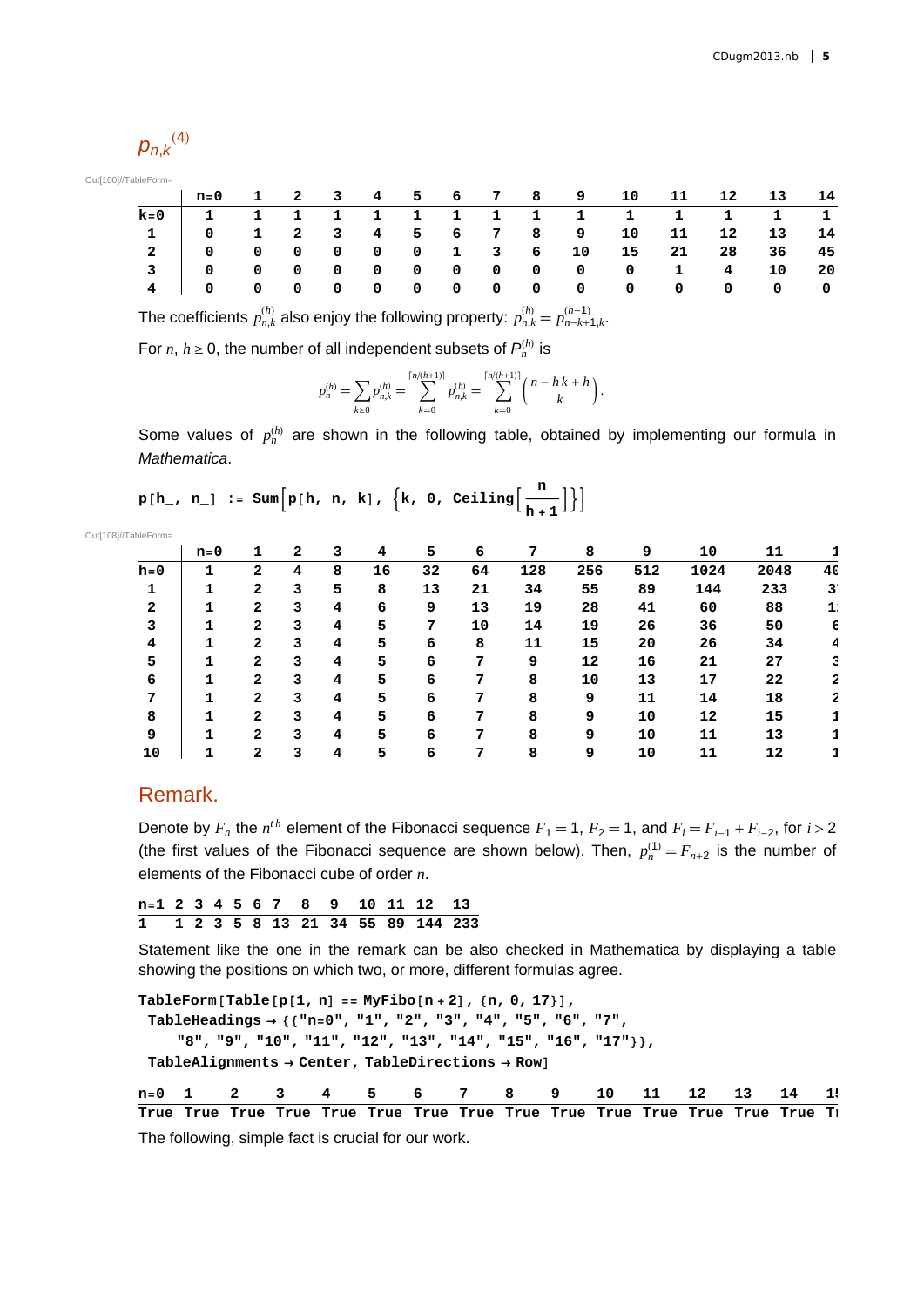$p_{n,k}{}^{(4)}$

Out[100]//TableForm=

| | n=0 | 1 | 2 | 3 | 4 | 5 | 6 | 7 | 8 | 9 | 10 | 11 | 12 | 13 | 14 |
|---|---|---|---|---|---|---|---|---|---|---|---|---|---|---|---|
| k=0 | 1 | 1 | 1 | 1 | 1 | 1 | 1 | 1 | 1 | 1 | 1 | 1 | 1 | 1 | 1 |
| 1 | 0 | 1 | 2 | 3 | 4 | 5 | 6 | 7 | 8 | 9 | 10 | 11 | 12 | 13 | 14 |
| 2 | 0 | 0 | 0 | 0 | 0 | 0 | 1 | 3 | 6 | 10 | 15 | 21 | 28 | 36 | 45 |
| 3 | 0 | 0 | 0 | 0 | 0 | 0 | 0 | 0 | 0 | 0 | 0 | 1 | 4 | 10 | 20 |
| 4 | 0 | 0 | 0 | 0 | 0 | 0 | 0 | 0 | 0 | 0 | 0 | 0 | 0 | 0 | 0 |

The coefficients $p_{n,k}^{(h)}$ also enjoy the following property: $p_{n,k}^{(h)} = p_{n-k+1,k}^{(h-1)}$.

For $n$, $h \geq 0$, the number of all independent subsets of $P_n^{(h)}$ is

$$p_n^{(h)} = \sum_{k\geq 0} p_{n,k}^{(h)} = \sum_{k=0}^{\lceil n/(h+1)\rceil} p_{n,k}^{(h)} = \sum_{k=0}^{\lceil n/(h+1)\rceil} \binom{n-h\,k+h}{k}.$$

Some values of $p_n^{(h)}$ are shown in the following table, obtained by implementing our formula in *Mathematica*.

```
p[h_, n_] := Sum[p[h, n, k], {k, 0, Ceiling[n/(h+1)]}]
```

Out[108]//TableForm=

| | n=0 | 1 | 2 | 3 | 4 | 5 | 6 | 7 | 8 | 9 | 10 | 11 | 1 |
|---|---|---|---|---|---|---|---|---|---|---|---|---|---|
| h=0 | 1 | 2 | 4 | 8 | 16 | 32 | 64 | 128 | 256 | 512 | 1024 | 2048 | 40 |
| 1 | 1 | 2 | 3 | 5 | 8 | 13 | 21 | 34 | 55 | 89 | 144 | 233 | 3 |
| 2 | 1 | 2 | 3 | 4 | 6 | 9 | 13 | 19 | 28 | 41 | 60 | 88 | 1 |
| 3 | 1 | 2 | 3 | 4 | 5 | 7 | 10 | 14 | 19 | 26 | 36 | 50 | 6 |
| 4 | 1 | 2 | 3 | 4 | 5 | 6 | 8 | 11 | 15 | 20 | 26 | 34 | 4 |
| 5 | 1 | 2 | 3 | 4 | 5 | 6 | 7 | 9 | 12 | 16 | 21 | 27 | 3 |
| 6 | 1 | 2 | 3 | 4 | 5 | 6 | 7 | 8 | 10 | 13 | 17 | 22 | 2 |
| 7 | 1 | 2 | 3 | 4 | 5 | 6 | 7 | 8 | 9 | 11 | 14 | 18 | 2 |
| 8 | 1 | 2 | 3 | 4 | 5 | 6 | 7 | 8 | 9 | 10 | 12 | 15 | 1 |
| 9 | 1 | 2 | 3 | 4 | 5 | 6 | 7 | 8 | 9 | 10 | 11 | 13 | 1 |
| 10 | 1 | 2 | 3 | 4 | 5 | 6 | 7 | 8 | 9 | 10 | 11 | 12 | 1 |

## Remark.

Denote by $F_n$ the $n^{th}$ element of the Fibonacci sequence $F_1 = 1$, $F_2 = 1$, and $F_i = F_{i-1} + F_{i-2}$, for $i > 2$ (the first values of the Fibonacci sequence are shown below). Then, $p_n^{(1)} = F_{n+2}$ is the number of elements of the Fibonacci cube of order $n$.

| n=1 | 2 | 3 | 4 | 5 | 6 | 7 | 8 | 9 | 10 | 11 | 12 | 13 |
|---|---|---|---|---|---|---|---|---|---|---|---|---|
| 1 | 1 | 2 | 3 | 5 | 8 | 13 | 21 | 34 | 55 | 89 | 144 | 233 |

Statement like the one in the remark can be also checked in Mathematica by displaying a table showing the positions on which two, or more, different formulas agree.

```
TableForm[Table[p[1, n] == MyFibo[n + 2], {n, 0, 17}],
 TableHeadings → {{"n=0", "1", "2", "3", "4", "5", "6", "7",
    "8", "9", "10", "11", "12", "13", "14", "15", "16", "17"}},
 TableAlignments → Center, TableDirections → Row]
```

| n=0 | 1 | 2 | 3 | 4 | 5 | 6 | 7 | 8 | 9 | 10 | 11 | 12 | 13 | 14 | 15 |
|---|---|---|---|---|---|---|---|---|---|---|---|---|---|---|---|
| True | True | True | True | True | True | True | True | True | True | True | True | True | True | True | Tr |

The following, simple fact is crucial for our work.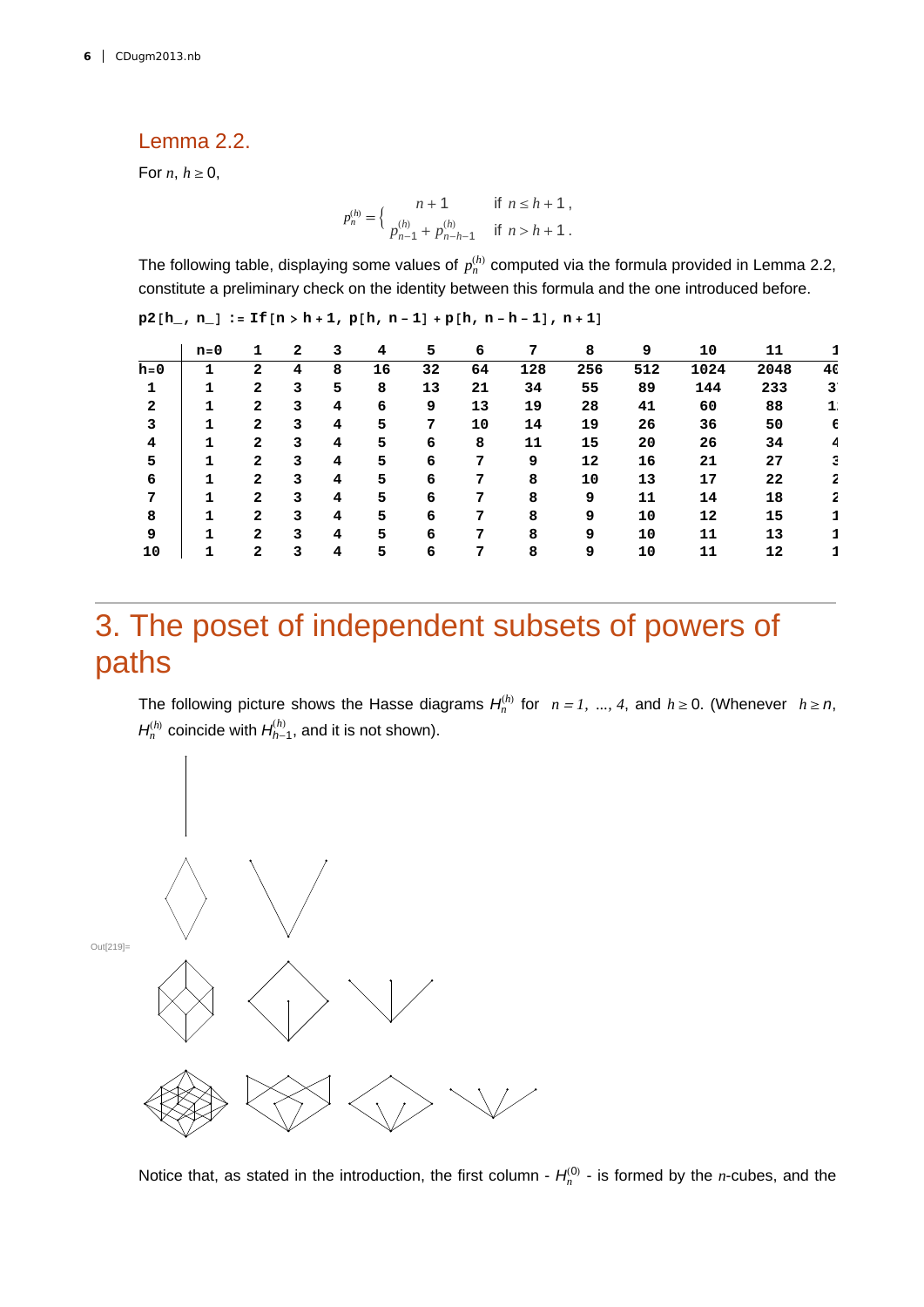### Lemma 2.2.

For $n$, $h \geq 0$,

$$p_n^{(h)} = \begin{cases} n+1 & \text{if } n \leq h+1\,, \\ p_{n-1}^{(h)} + p_{n-h-1}^{(h)} & \text{if } n > h+1\,. \end{cases}$$

The following table, displaying some values of $p_n^{(h)}$ computed via the formula provided in Lemma 2.2, constitute a preliminary check on the identity between this formula and the one introduced before.

```
p2[h_, n_] := If[n > h + 1, p[h, n - 1] + p[h, n - h - 1], n + 1]
```

| | n=0 | 1 | 2 | 3 | 4 | 5 | 6 | 7 | 8 | 9 | 10 | 11 | 1 |
|---|---|---|---|---|---|---|---|---|---|---|---|---|---|
| h=0 | 1 | 2 | 4 | 8 | 16 | 32 | 64 | 128 | 256 | 512 | 1024 | 2048 | 40 |
| 1 | 1 | 2 | 3 | 5 | 8 | 13 | 21 | 34 | 55 | 89 | 144 | 233 | 3 |
| 2 | 1 | 2 | 3 | 4 | 6 | 9 | 13 | 19 | 28 | 41 | 60 | 88 | 1 |
| 3 | 1 | 2 | 3 | 4 | 5 | 7 | 10 | 14 | 19 | 26 | 36 | 50 | 6 |
| 4 | 1 | 2 | 3 | 4 | 5 | 6 | 8 | 11 | 15 | 20 | 26 | 34 | 4 |
| 5 | 1 | 2 | 3 | 4 | 5 | 6 | 7 | 9 | 12 | 16 | 21 | 27 | 3 |
| 6 | 1 | 2 | 3 | 4 | 5 | 6 | 7 | 8 | 10 | 13 | 17 | 22 | 2 |
| 7 | 1 | 2 | 3 | 4 | 5 | 6 | 7 | 8 | 9 | 11 | 14 | 18 | 2 |
| 8 | 1 | 2 | 3 | 4 | 5 | 6 | 7 | 8 | 9 | 10 | 12 | 15 | 1 |
| 9 | 1 | 2 | 3 | 4 | 5 | 6 | 7 | 8 | 9 | 10 | 11 | 13 | 1 |
| 10 | 1 | 2 | 3 | 4 | 5 | 6 | 7 | 8 | 9 | 10 | 11 | 12 | 1 |

# 3. The poset of independent subsets of powers of paths

The following picture shows the Hasse diagrams $H_n^{(h)}$ for $n = 1, \ldots, 4$, and $h \geq 0$. (Whenever $h \geq n$, $H_n^{(h)}$ coincide with $H_{h-1}^{(h)}$, and it is not shown).

Out[219]=

Notice that, as stated in the introduction, the first column - $H_n^{(0)}$ - is formed by the $n$-cubes, and the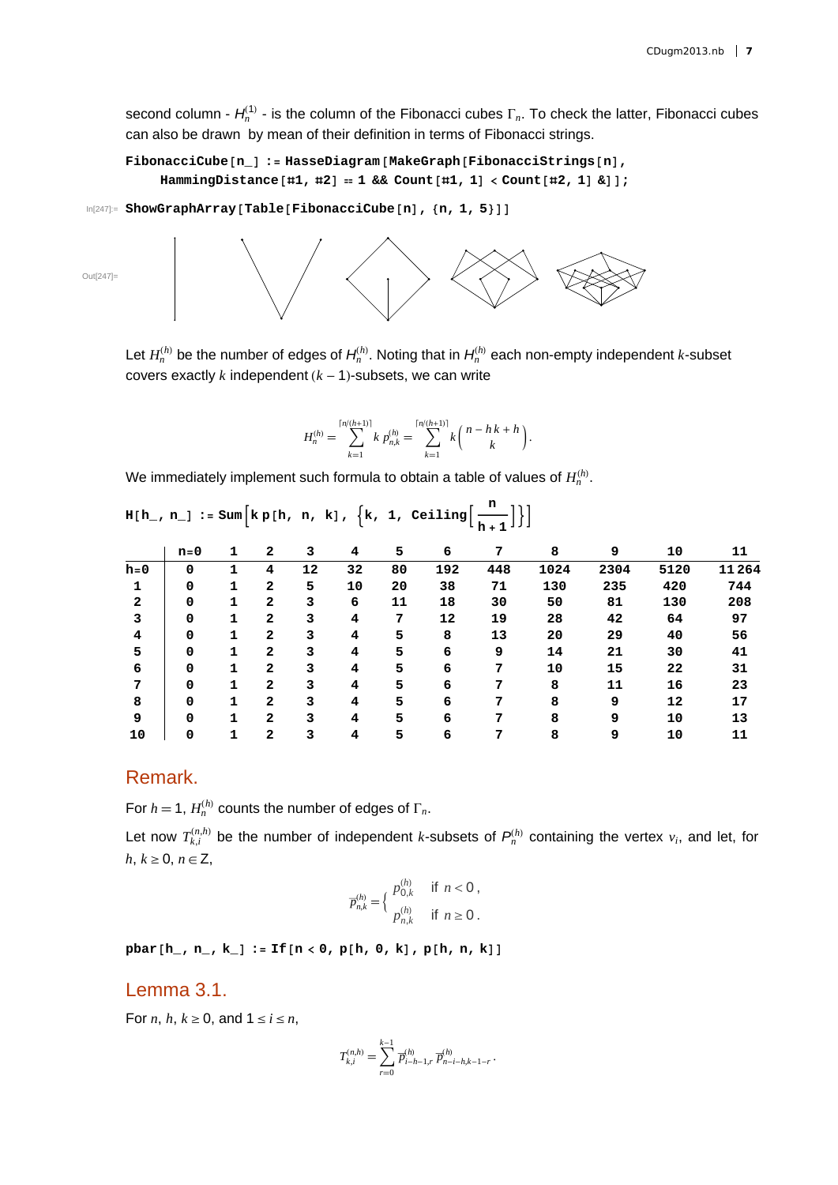second column - $H_n^{(1)}$ - is the column of the Fibonacci cubes $\Gamma_n$. To check the latter, Fibonacci cubes can also be drawn by mean of their definition in terms of Fibonacci strings.

```
FibonacciCube[n_] := HasseDiagram[MakeGraph[FibonacciStrings[n],
    HammingDistance[#1, #2] == 1 && Count[#1, 1] < Count[#2, 1] &]];
```

In[247]:=
```
ShowGraphArray[Table[FibonacciCube[n], {n, 1, 5}]]
```

Out[247]=

Let $H_n^{(h)}$ be the number of edges of $H_n^{(h)}$. Noting that in $H_n^{(h)}$ each non-empty independent $k$-subset covers exactly $k$ independent $(k-1)$-subsets, we can write

$$H_n^{(h)} = \sum_{k=1}^{\lceil n/(h+1) \rceil} k \, p_{n,k}^{(h)} = \sum_{k=1}^{\lceil n/(h+1) \rceil} k \binom{n - h\,k + h}{k}.$$

We immediately implement such formula to obtain a table of values of $H_n^{(h)}$.

```
H[h_, n_] := Sum[k p[h, n, k], {k, 1, Ceiling[n/(h + 1)]}]
```

|  | n=0 | 1 | 2 | 3 | 4 | 5 | 6 | 7 | 8 | 9 | 10 | 11 |
|---|---|---|---|---|---|---|---|---|---|---|---|---|
| h=0 | 0 | 1 | 4 | 12 | 32 | 80 | 192 | 448 | 1024 | 2304 | 5120 | 11264 |
| 1 | 0 | 1 | 2 | 5 | 10 | 20 | 38 | 71 | 130 | 235 | 420 | 744 |
| 2 | 0 | 1 | 2 | 3 | 6 | 11 | 18 | 30 | 50 | 81 | 130 | 208 |
| 3 | 0 | 1 | 2 | 3 | 4 | 7 | 12 | 19 | 28 | 42 | 64 | 97 |
| 4 | 0 | 1 | 2 | 3 | 4 | 5 | 8 | 13 | 20 | 29 | 40 | 56 |
| 5 | 0 | 1 | 2 | 3 | 4 | 5 | 6 | 9 | 14 | 21 | 30 | 41 |
| 6 | 0 | 1 | 2 | 3 | 4 | 5 | 6 | 7 | 10 | 15 | 22 | 31 |
| 7 | 0 | 1 | 2 | 3 | 4 | 5 | 6 | 7 | 8 | 11 | 16 | 23 |
| 8 | 0 | 1 | 2 | 3 | 4 | 5 | 6 | 7 | 8 | 9 | 12 | 17 |
| 9 | 0 | 1 | 2 | 3 | 4 | 5 | 6 | 7 | 8 | 9 | 10 | 13 |
| 10 | 0 | 1 | 2 | 3 | 4 | 5 | 6 | 7 | 8 | 9 | 10 | 11 |

## Remark.

For $h = 1$, $H_n^{(h)}$ counts the number of edges of $\Gamma_n$.

Let now $T_{k,i}^{(n,h)}$ be the number of independent $k$-subsets of $P_n^{(h)}$ containing the vertex $v_i$, and let, for $h, k \geq 0$, $n \in \mathbb{Z}$,

$$\overline{p}_{n,k}^{(h)} = \begin{cases} p_{0,k}^{(h)} & \text{if } n < 0\,, \\ p_{n,k}^{(h)} & \text{if } n \geq 0\,. \end{cases}$$

```
pbar[h_, n_, k_] := If[n < 0, p[h, 0, k], p[h, n, k]]
```

## Lemma 3.1.

For $n, h, k \geq 0$, and $1 \leq i \leq n$,

$$T_{k,i}^{(n,h)} = \sum_{r=0}^{k-1} \overline{p}_{i-h-1,r}^{(h)} \, \overline{p}_{n-i-h,k-1-r}^{(h)}.$$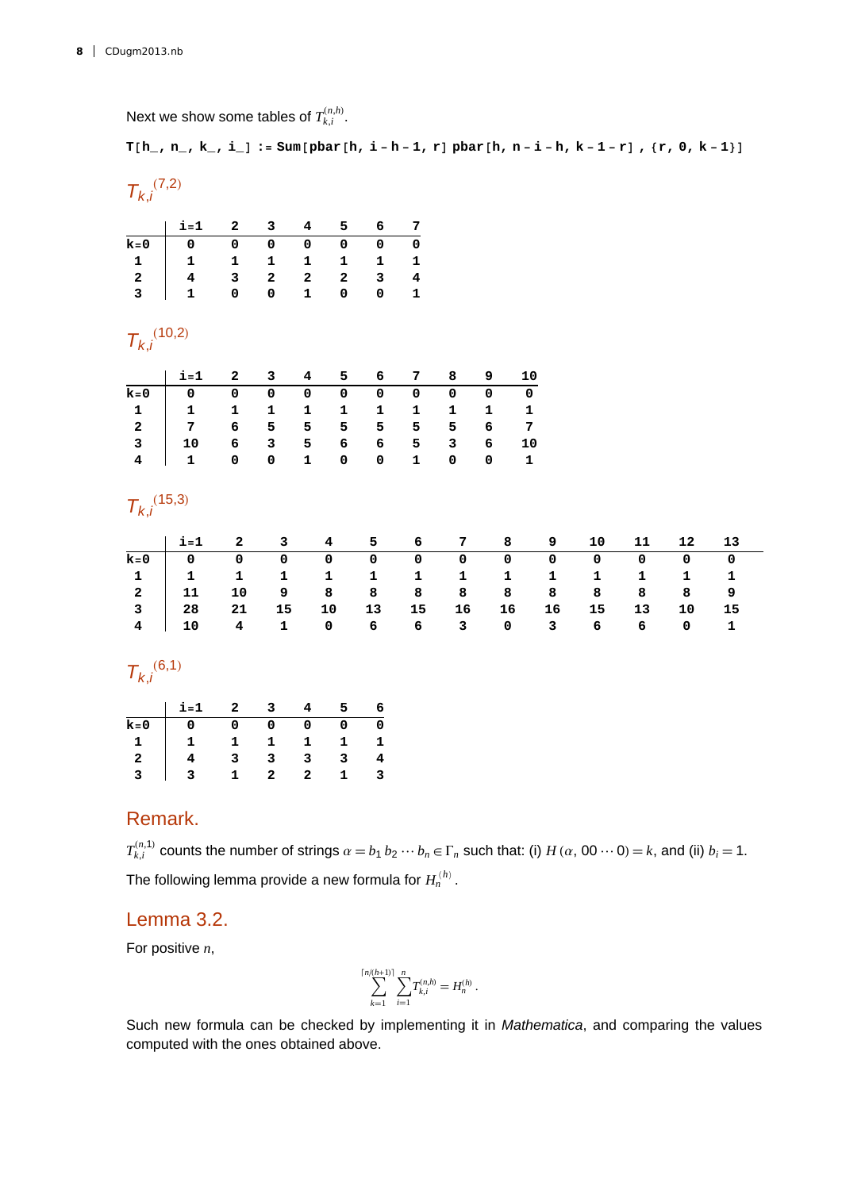Next we show some tables of $T_{k,i}^{(n,h)}$.

```
T[h_, n_, k_, i_] := Sum[pbar[h, i - h - 1, r] pbar[h, n - i - h, k - 1 - r] , {r, 0, k - 1}]
```

$T_{k,i}{}^{(7,2)}$

| | i=1 | 2 | 3 | 4 | 5 | 6 | 7 |
|---|---|---|---|---|---|---|---|
| k=0 | 0 | 0 | 0 | 0 | 0 | 0 | 0 |
| 1 | 1 | 1 | 1 | 1 | 1 | 1 | 1 |
| 2 | 4 | 3 | 2 | 2 | 2 | 3 | 4 |
| 3 | 1 | 0 | 0 | 1 | 0 | 0 | 1 |

$T_{k,i}{}^{(10,2)}$

| | i=1 | 2 | 3 | 4 | 5 | 6 | 7 | 8 | 9 | 10 |
|---|---|---|---|---|---|---|---|---|---|---|
| k=0 | 0 | 0 | 0 | 0 | 0 | 0 | 0 | 0 | 0 | 0 |
| 1 | 1 | 1 | 1 | 1 | 1 | 1 | 1 | 1 | 1 | 1 |
| 2 | 7 | 6 | 5 | 5 | 5 | 5 | 5 | 5 | 6 | 7 |
| 3 | 10 | 6 | 3 | 5 | 6 | 6 | 5 | 3 | 6 | 10 |
| 4 | 1 | 0 | 0 | 1 | 0 | 0 | 1 | 0 | 0 | 1 |

$T_{k,i}{}^{(15,3)}$

| | i=1 | 2 | 3 | 4 | 5 | 6 | 7 | 8 | 9 | 10 | 11 | 12 | 13 |
|---|---|---|---|---|---|---|---|---|---|---|---|---|---|
| k=0 | 0 | 0 | 0 | 0 | 0 | 0 | 0 | 0 | 0 | 0 | 0 | 0 | 0 |
| 1 | 1 | 1 | 1 | 1 | 1 | 1 | 1 | 1 | 1 | 1 | 1 | 1 | 1 |
| 2 | 11 | 10 | 9 | 8 | 8 | 8 | 8 | 8 | 8 | 8 | 8 | 8 | 9 |
| 3 | 28 | 21 | 15 | 10 | 13 | 15 | 16 | 16 | 16 | 15 | 13 | 10 | 15 |
| 4 | 10 | 4 | 1 | 0 | 6 | 6 | 3 | 0 | 3 | 6 | 6 | 0 | 1 |

$T_{k,i}{}^{(6,1)}$

| | i=1 | 2 | 3 | 4 | 5 | 6 |
|---|---|---|---|---|---|---|
| k=0 | 0 | 0 | 0 | 0 | 0 | 0 |
| 1 | 1 | 1 | 1 | 1 | 1 | 1 |
| 2 | 4 | 3 | 3 | 3 | 3 | 4 |
| 3 | 3 | 1 | 2 | 2 | 1 | 3 |

## Remark.

$T_{k,i}^{(n,1)}$ counts the number of strings $\alpha = b_1 \, b_2 \cdots b_n \in \Gamma_n$ such that: (i) $H(\alpha, 00 \cdots 0) = k$, and (ii) $b_i = 1$.

The following lemma provide a new formula for $H_n^{\langle h \rangle}$.

## Lemma 3.2.

For positive $n$,

$$\sum_{k=1}^{\lceil n/(h+1) \rceil} \sum_{i=1}^{n} T_{k,i}^{(n,h)} = H_n^{(h)}.$$

Such new formula can be checked by implementing it in *Mathematica*, and comparing the values computed with the ones obtained above.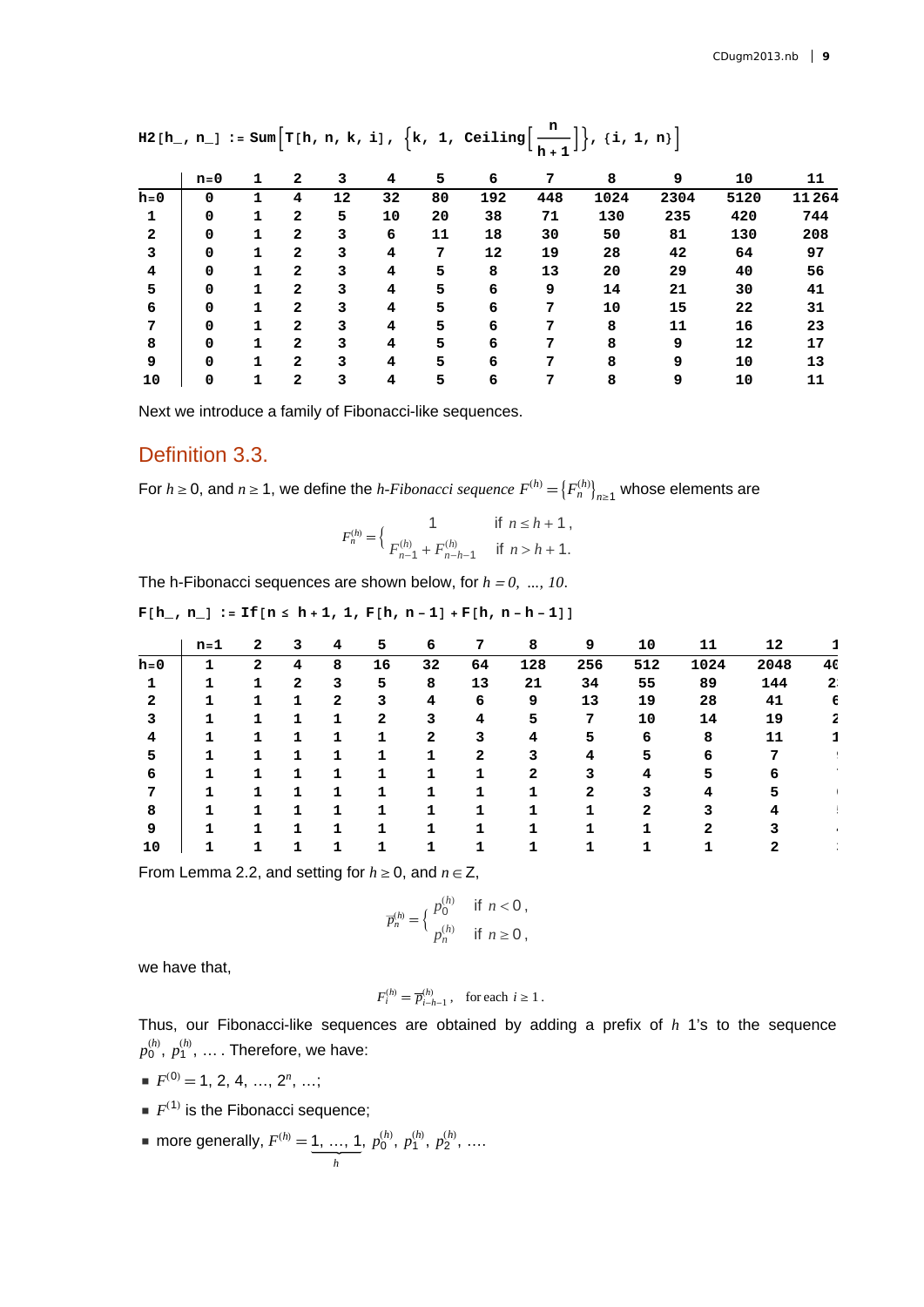```
H2[h_, n_] := Sum[T[h, n, k, i], {k, 1, Ceiling[n/(h+1)]}, {i, 1, n}]
```

| | n=0 | 1 | 2 | 3 | 4 | 5 | 6 | 7 | 8 | 9 | 10 | 11 |
|---|---|---|---|---|---|---|---|---|---|---|---|---|
| h=0 | 0 | 1 | 4 | 12 | 32 | 80 | 192 | 448 | 1024 | 2304 | 5120 | 11264 |
| 1 | 0 | 1 | 2 | 5 | 10 | 20 | 38 | 71 | 130 | 235 | 420 | 744 |
| 2 | 0 | 1 | 2 | 3 | 6 | 11 | 18 | 30 | 50 | 81 | 130 | 208 |
| 3 | 0 | 1 | 2 | 3 | 4 | 7 | 12 | 19 | 28 | 42 | 64 | 97 |
| 4 | 0 | 1 | 2 | 3 | 4 | 5 | 8 | 13 | 20 | 29 | 40 | 56 |
| 5 | 0 | 1 | 2 | 3 | 4 | 5 | 6 | 9 | 14 | 21 | 30 | 41 |
| 6 | 0 | 1 | 2 | 3 | 4 | 5 | 6 | 7 | 10 | 15 | 22 | 31 |
| 7 | 0 | 1 | 2 | 3 | 4 | 5 | 6 | 7 | 8 | 11 | 16 | 23 |
| 8 | 0 | 1 | 2 | 3 | 4 | 5 | 6 | 7 | 8 | 9 | 12 | 17 |
| 9 | 0 | 1 | 2 | 3 | 4 | 5 | 6 | 7 | 8 | 9 | 10 | 13 |
| 10 | 0 | 1 | 2 | 3 | 4 | 5 | 6 | 7 | 8 | 9 | 10 | 11 |

Next we introduce a family of Fibonacci-like sequences.

## Definition 3.3.

For $h \geq 0$, and $n \geq 1$, we define the *h-Fibonacci sequence* $F^{(h)} = \{F_n^{(h)}\}_{n \geq 1}$ whose elements are

$$F_n^{(h)} = \begin{cases} 1 & \text{if } n \leq h+1, \\ F_{n-1}^{(h)} + F_{n-h-1}^{(h)} & \text{if } n > h+1. \end{cases}$$

The h-Fibonacci sequences are shown below, for $h = 0, \ldots, 10$.

```
F[h_, n_] := If[n ≤ h + 1, 1, F[h, n - 1] + F[h, n - h - 1]]
```

| | n=1 | 2 | 3 | 4 | 5 | 6 | 7 | 8 | 9 | 10 | 11 | 12 | 1 |
|---|---|---|---|---|---|---|---|---|---|---|---|---|---|
| h=0 | 1 | 2 | 4 | 8 | 16 | 32 | 64 | 128 | 256 | 512 | 1024 | 2048 | 40 |
| 1 | 1 | 1 | 2 | 3 | 5 | 8 | 13 | 21 | 34 | 55 | 89 | 144 | 2 |
| 2 | 1 | 1 | 1 | 2 | 3 | 4 | 6 | 9 | 13 | 19 | 28 | 41 | 6 |
| 3 | 1 | 1 | 1 | 1 | 2 | 3 | 4 | 5 | 7 | 10 | 14 | 19 | 2 |
| 4 | 1 | 1 | 1 | 1 | 1 | 2 | 3 | 4 | 5 | 6 | 8 | 11 | 1 |
| 5 | 1 | 1 | 1 | 1 | 1 | 1 | 2 | 3 | 4 | 5 | 6 | 7 | |
| 6 | 1 | 1 | 1 | 1 | 1 | 1 | 1 | 2 | 3 | 4 | 5 | 6 | |
| 7 | 1 | 1 | 1 | 1 | 1 | 1 | 1 | 1 | 2 | 3 | 4 | 5 | |
| 8 | 1 | 1 | 1 | 1 | 1 | 1 | 1 | 1 | 1 | 2 | 3 | 4 | |
| 9 | 1 | 1 | 1 | 1 | 1 | 1 | 1 | 1 | 1 | 1 | 2 | 3 | |
| 10 | 1 | 1 | 1 | 1 | 1 | 1 | 1 | 1 | 1 | 1 | 1 | 2 | |

From Lemma 2.2, and setting for $h \geq 0$, and $n \in \mathbb{Z}$,

$$\overline{p}_n^{(h)} = \begin{cases} p_0^{(h)} & \text{if } n < 0, \\ p_n^{(h)} & \text{if } n \geq 0, \end{cases}$$

we have that,

$$F_i^{(h)} = \overline{p}_{i-h-1}^{(h)}, \quad \text{for each } i \geq 1.$$

Thus, our Fibonacci-like sequences are obtained by adding a prefix of $h$ 1's to the sequence $p_0^{(h)}, p_1^{(h)}, \ldots$. Therefore, we have:

- $F^{(0)} = 1, 2, 4, \ldots, 2^n, \ldots$;
- $F^{(1)}$ is the Fibonacci sequence;
- more generally, $F^{(h)} = \underbrace{1, \ldots, 1}_{h}, p_0^{(h)}, p_1^{(h)}, p_2^{(h)}, \ldots$.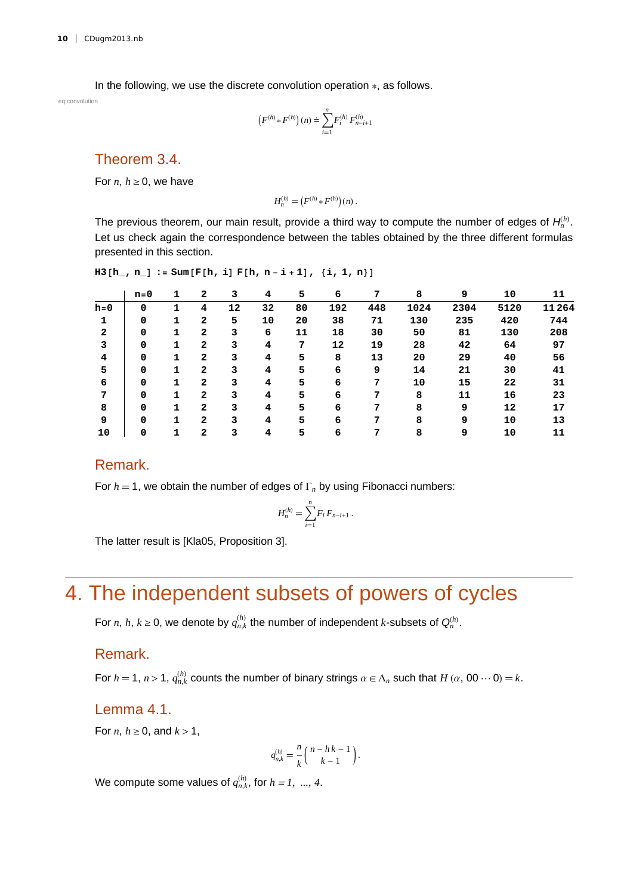In the following, we use the discrete convolution operation $*$, as follows.

eq:convolution

$$\left(F^{(h)} * F^{(h)}\right)(n) \doteq \sum_{i=1}^{n} F_i^{(h)} F_{n-i+1}^{(h)}$$

## Theorem 3.4.

For $n$, $h \geq 0$, we have

$$H_n^{(h)} = \left(F^{(h)} * F^{(h)}\right)(n).$$

The previous theorem, our main result, provide a third way to compute the number of edges of $H_n^{(h)}$. Let us check again the correspondence between the tables obtained by the three different formulas presented in this section.

```
H3[h_, n_] := Sum[F[h, i] F[h, n - i + 1], {i, 1, n}]
```

| | n=0 | 1 | 2 | 3 | 4 | 5 | 6 | 7 | 8 | 9 | 10 | 11 |
|---|---|---|---|---|---|---|---|---|---|---|---|---|
| h=0 | 0 | 1 | 4 | 12 | 32 | 80 | 192 | 448 | 1024 | 2304 | 5120 | 11264 |
| 1 | 0 | 1 | 2 | 5 | 10 | 20 | 38 | 71 | 130 | 235 | 420 | 744 |
| 2 | 0 | 1 | 2 | 3 | 6 | 11 | 18 | 30 | 50 | 81 | 130 | 208 |
| 3 | 0 | 1 | 2 | 3 | 4 | 7 | 12 | 19 | 28 | 42 | 64 | 97 |
| 4 | 0 | 1 | 2 | 3 | 4 | 5 | 8 | 13 | 20 | 29 | 40 | 56 |
| 5 | 0 | 1 | 2 | 3 | 4 | 5 | 6 | 9 | 14 | 21 | 30 | 41 |
| 6 | 0 | 1 | 2 | 3 | 4 | 5 | 6 | 7 | 10 | 15 | 22 | 31 |
| 7 | 0 | 1 | 2 | 3 | 4 | 5 | 6 | 7 | 8 | 11 | 16 | 23 |
| 8 | 0 | 1 | 2 | 3 | 4 | 5 | 6 | 7 | 8 | 9 | 12 | 17 |
| 9 | 0 | 1 | 2 | 3 | 4 | 5 | 6 | 7 | 8 | 9 | 10 | 13 |
| 10 | 0 | 1 | 2 | 3 | 4 | 5 | 6 | 7 | 8 | 9 | 10 | 11 |

## Remark.

For $h = 1$, we obtain the number of edges of $\Gamma_n$ by using Fibonacci numbers:

$$H_n^{(h)} = \sum_{i=1}^{n} F_i \, F_{n-i+1}.$$

The latter result is [Kla05, Proposition 3].

# 4. The independent subsets of powers of cycles

For $n$, $h$, $k \geq 0$, we denote by $q_{n,k}^{(h)}$ the number of independent $k$-subsets of $Q_n^{(h)}$.

## Remark.

For $h = 1$, $n > 1$, $q_{n,k}^{(h)}$ counts the number of binary strings $\alpha \in \Lambda_n$ such that $H(\alpha, 00 \cdots 0) = k$.

## Lemma 4.1.

For $n$, $h \geq 0$, and $k > 1$,

$$q_{n,k}^{(h)} = \frac{n}{k} \binom{n - h\,k - 1}{k - 1}.$$

We compute some values of $q_{n,k}^{(h)}$, for $h = 1, \ldots, 4$.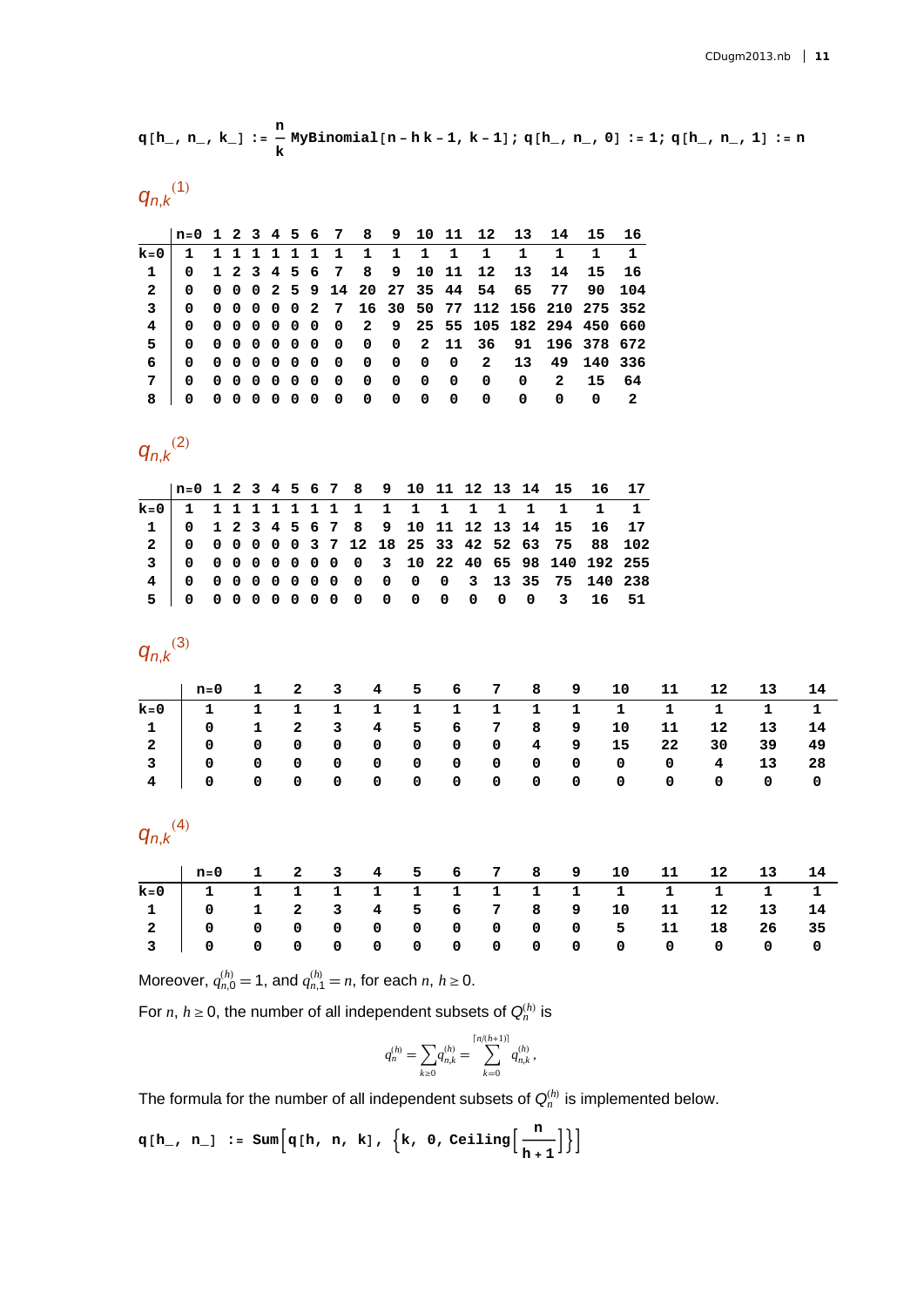```
q[h_, n_, k_] := n/k MyBinomial[n - h k - 1, k - 1]; q[h_, n_, 0] := 1; q[h_, n_, 1] := n
```

$q_{n,k}{}^{(1)}$

| | n=0 | 1 | 2 | 3 | 4 | 5 | 6 | 7 | 8 | 9 | 10 | 11 | 12 | 13 | 14 | 15 | 16 |
|---|---|---|---|---|---|---|---|---|---|---|---|---|---|---|---|---|---|
| k=0 | 1 | 1 | 1 | 1 | 1 | 1 | 1 | 1 | 1 | 1 | 1 | 1 | 1 | 1 | 1 | 1 | 1 |
| 1 | 0 | 1 | 2 | 3 | 4 | 5 | 6 | 7 | 8 | 9 | 10 | 11 | 12 | 13 | 14 | 15 | 16 |
| 2 | 0 | 0 | 0 | 0 | 2 | 5 | 9 | 14 | 20 | 27 | 35 | 44 | 54 | 65 | 77 | 90 | 104 |
| 3 | 0 | 0 | 0 | 0 | 0 | 0 | 2 | 7 | 16 | 30 | 50 | 77 | 112 | 156 | 210 | 275 | 352 |
| 4 | 0 | 0 | 0 | 0 | 0 | 0 | 0 | 0 | 2 | 9 | 25 | 55 | 105 | 182 | 294 | 450 | 660 |
| 5 | 0 | 0 | 0 | 0 | 0 | 0 | 0 | 0 | 0 | 0 | 2 | 11 | 36 | 91 | 196 | 378 | 672 |
| 6 | 0 | 0 | 0 | 0 | 0 | 0 | 0 | 0 | 0 | 0 | 0 | 0 | 2 | 13 | 49 | 140 | 336 |
| 7 | 0 | 0 | 0 | 0 | 0 | 0 | 0 | 0 | 0 | 0 | 0 | 0 | 0 | 0 | 2 | 15 | 64 |
| 8 | 0 | 0 | 0 | 0 | 0 | 0 | 0 | 0 | 0 | 0 | 0 | 0 | 0 | 0 | 0 | 0 | 2 |

$q_{n,k}{}^{(2)}$

| | n=0 | 1 | 2 | 3 | 4 | 5 | 6 | 7 | 8 | 9 | 10 | 11 | 12 | 13 | 14 | 15 | 16 | 17 |
|---|---|---|---|---|---|---|---|---|---|---|---|---|---|---|---|---|---|---|
| k=0 | 1 | 1 | 1 | 1 | 1 | 1 | 1 | 1 | 1 | 1 | 1 | 1 | 1 | 1 | 1 | 1 | 1 | 1 |
| 1 | 0 | 1 | 2 | 3 | 4 | 5 | 6 | 7 | 8 | 9 | 10 | 11 | 12 | 13 | 14 | 15 | 16 | 17 |
| 2 | 0 | 0 | 0 | 0 | 0 | 0 | 3 | 7 | 12 | 18 | 25 | 33 | 42 | 52 | 63 | 75 | 88 | 102 |
| 3 | 0 | 0 | 0 | 0 | 0 | 0 | 0 | 0 | 0 | 3 | 10 | 22 | 40 | 65 | 98 | 140 | 192 | 255 |
| 4 | 0 | 0 | 0 | 0 | 0 | 0 | 0 | 0 | 0 | 0 | 0 | 0 | 3 | 13 | 35 | 75 | 140 | 238 |
| 5 | 0 | 0 | 0 | 0 | 0 | 0 | 0 | 0 | 0 | 0 | 0 | 0 | 0 | 0 | 0 | 3 | 16 | 51 |

$q_{n,k}{}^{(3)}$

| | n=0 | 1 | 2 | 3 | 4 | 5 | 6 | 7 | 8 | 9 | 10 | 11 | 12 | 13 | 14 |
|---|---|---|---|---|---|---|---|---|---|---|---|---|---|---|---|
| k=0 | 1 | 1 | 1 | 1 | 1 | 1 | 1 | 1 | 1 | 1 | 1 | 1 | 1 | 1 | 1 |
| 1 | 0 | 1 | 2 | 3 | 4 | 5 | 6 | 7 | 8 | 9 | 10 | 11 | 12 | 13 | 14 |
| 2 | 0 | 0 | 0 | 0 | 0 | 0 | 0 | 0 | 4 | 9 | 15 | 22 | 30 | 39 | 49 |
| 3 | 0 | 0 | 0 | 0 | 0 | 0 | 0 | 0 | 0 | 0 | 0 | 0 | 4 | 13 | 28 |
| 4 | 0 | 0 | 0 | 0 | 0 | 0 | 0 | 0 | 0 | 0 | 0 | 0 | 0 | 0 | 0 |

$q_{n,k}{}^{(4)}$

| | n=0 | 1 | 2 | 3 | 4 | 5 | 6 | 7 | 8 | 9 | 10 | 11 | 12 | 13 | 14 |
|---|---|---|---|---|---|---|---|---|---|---|---|---|---|---|---|
| k=0 | 1 | 1 | 1 | 1 | 1 | 1 | 1 | 1 | 1 | 1 | 1 | 1 | 1 | 1 | 1 |
| 1 | 0 | 1 | 2 | 3 | 4 | 5 | 6 | 7 | 8 | 9 | 10 | 11 | 12 | 13 | 14 |
| 2 | 0 | 0 | 0 | 0 | 0 | 0 | 0 | 0 | 0 | 0 | 5 | 11 | 18 | 26 | 35 |
| 3 | 0 | 0 | 0 | 0 | 0 | 0 | 0 | 0 | 0 | 0 | 0 | 0 | 0 | 0 | 0 |

Moreover, $q_{n,0}^{(h)} = 1$, and $q_{n,1}^{(h)} = n$, for each $n$, $h \geq 0$.

For $n$, $h \geq 0$, the number of all independent subsets of $Q_n^{(h)}$ is

$$q_n^{(h)} = \sum_{k \geq 0} q_{n,k}^{(h)} = \sum_{k=0}^{\lceil n/(h+1) \rceil} q_{n,k}^{(h)},$$

The formula for the number of all independent subsets of $Q_n^{(h)}$ is implemented below.

```
q[h_, n_] := Sum[q[h, n, k], {k, 0, Ceiling[n/(h + 1)]}]
```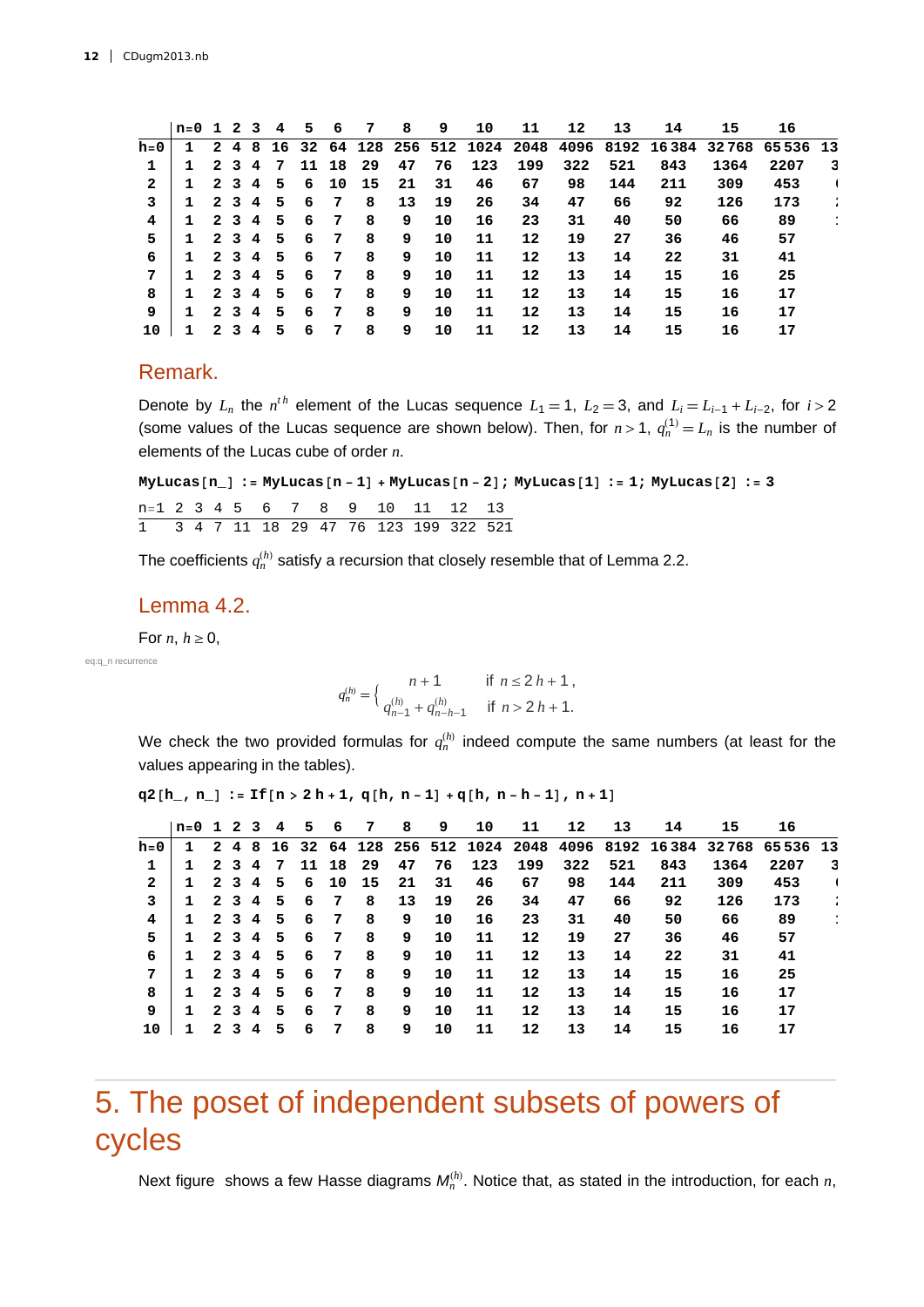|  | n=0 | 1 | 2 | 3 | 4 | 5 | 6 | 7 | 8 | 9 | 10 | 11 | 12 | 13 | 14 | 15 | 16 |
|---|---|---|---|---|---|---|---|---|---|---|---|---|---|---|---|---|---|
| h=0 | 1 | 2 | 4 | 8 | 16 | 32 | 64 | 128 | 256 | 512 | 1024 | 2048 | 4096 | 8192 | 16384 | 32768 | 65536 |
| 1 | 1 | 2 | 3 | 4 | 7 | 11 | 18 | 29 | 47 | 76 | 123 | 199 | 322 | 521 | 843 | 1364 | 2207 |
| 2 | 1 | 2 | 3 | 4 | 5 | 6 | 10 | 15 | 21 | 31 | 46 | 67 | 98 | 144 | 211 | 309 | 453 |
| 3 | 1 | 2 | 3 | 4 | 5 | 6 | 7 | 8 | 13 | 19 | 26 | 34 | 47 | 66 | 92 | 126 | 173 |
| 4 | 1 | 2 | 3 | 4 | 5 | 6 | 7 | 8 | 9 | 10 | 16 | 23 | 31 | 40 | 50 | 66 | 89 |
| 5 | 1 | 2 | 3 | 4 | 5 | 6 | 7 | 8 | 9 | 10 | 11 | 12 | 19 | 27 | 36 | 46 | 57 |
| 6 | 1 | 2 | 3 | 4 | 5 | 6 | 7 | 8 | 9 | 10 | 11 | 12 | 13 | 14 | 22 | 31 | 41 |
| 7 | 1 | 2 | 3 | 4 | 5 | 6 | 7 | 8 | 9 | 10 | 11 | 12 | 13 | 14 | 15 | 16 | 25 |
| 8 | 1 | 2 | 3 | 4 | 5 | 6 | 7 | 8 | 9 | 10 | 11 | 12 | 13 | 14 | 15 | 16 | 17 |
| 9 | 1 | 2 | 3 | 4 | 5 | 6 | 7 | 8 | 9 | 10 | 11 | 12 | 13 | 14 | 15 | 16 | 17 |
| 10 | 1 | 2 | 3 | 4 | 5 | 6 | 7 | 8 | 9 | 10 | 11 | 12 | 13 | 14 | 15 | 16 | 17 |

## Remark.

Denote by $L_n$ the $n^{th}$ element of the Lucas sequence $L_1 = 1$, $L_2 = 3$, and $L_i = L_{i-1} + L_{i-2}$, for $i > 2$ (some values of the Lucas sequence are shown below). Then, for $n > 1$, $q_n^{(1)} = L_n$ is the number of elements of the Lucas cube of order $n$.

```
MyLucas[n_] := MyLucas[n - 1] + MyLucas[n - 2]; MyLucas[1] := 1; MyLucas[2] := 3
```

| n=1 | 2 | 3 | 4 | 5 | 6 | 7 | 8 | 9 | 10 | 11 | 12 | 13 |
|---|---|---|---|---|---|---|---|---|---|---|---|---|
| 1 | 3 | 4 | 7 | 11 | 18 | 29 | 47 | 76 | 123 | 199 | 322 | 521 |

The coefficients $q_n^{(h)}$ satisfy a recursion that closely resemble that of Lemma 2.2.

## Lemma 4.2.

For $n$, $h \geq 0$,

eq:q_n recurrence

$$q_n^{(h)} = \begin{cases} n+1 & \text{if } n \leq 2h+1, \\ q_{n-1}^{(h)} + q_{n-h-1}^{(h)} & \text{if } n > 2h+1. \end{cases}$$

We check the two provided formulas for $q_n^{(h)}$ indeed compute the same numbers (at least for the values appearing in the tables).

```
q2[h_, n_] := If[n > 2 h + 1, q[h, n - 1] + q[h, n - h - 1], n + 1]
```

|  | n=0 | 1 | 2 | 3 | 4 | 5 | 6 | 7 | 8 | 9 | 10 | 11 | 12 | 13 | 14 | 15 | 16 |
|---|---|---|---|---|---|---|---|---|---|---|---|---|---|---|---|---|---|
| h=0 | 1 | 2 | 4 | 8 | 16 | 32 | 64 | 128 | 256 | 512 | 1024 | 2048 | 4096 | 8192 | 16384 | 32768 | 65536 |
| 1 | 1 | 2 | 3 | 4 | 7 | 11 | 18 | 29 | 47 | 76 | 123 | 199 | 322 | 521 | 843 | 1364 | 2207 |
| 2 | 1 | 2 | 3 | 4 | 5 | 6 | 10 | 15 | 21 | 31 | 46 | 67 | 98 | 144 | 211 | 309 | 453 |
| 3 | 1 | 2 | 3 | 4 | 5 | 6 | 7 | 8 | 13 | 19 | 26 | 34 | 47 | 66 | 92 | 126 | 173 |
| 4 | 1 | 2 | 3 | 4 | 5 | 6 | 7 | 8 | 9 | 10 | 16 | 23 | 31 | 40 | 50 | 66 | 89 |
| 5 | 1 | 2 | 3 | 4 | 5 | 6 | 7 | 8 | 9 | 10 | 11 | 12 | 19 | 27 | 36 | 46 | 57 |
| 6 | 1 | 2 | 3 | 4 | 5 | 6 | 7 | 8 | 9 | 10 | 11 | 12 | 13 | 14 | 22 | 31 | 41 |
| 7 | 1 | 2 | 3 | 4 | 5 | 6 | 7 | 8 | 9 | 10 | 11 | 12 | 13 | 14 | 15 | 16 | 25 |
| 8 | 1 | 2 | 3 | 4 | 5 | 6 | 7 | 8 | 9 | 10 | 11 | 12 | 13 | 14 | 15 | 16 | 17 |
| 9 | 1 | 2 | 3 | 4 | 5 | 6 | 7 | 8 | 9 | 10 | 11 | 12 | 13 | 14 | 15 | 16 | 17 |
| 10 | 1 | 2 | 3 | 4 | 5 | 6 | 7 | 8 | 9 | 10 | 11 | 12 | 13 | 14 | 15 | 16 | 17 |

# 5. The poset of independent subsets of powers of cycles

Next figure shows a few Hasse diagrams $M_n^{(h)}$. Notice that, as stated in the introduction, for each $n$,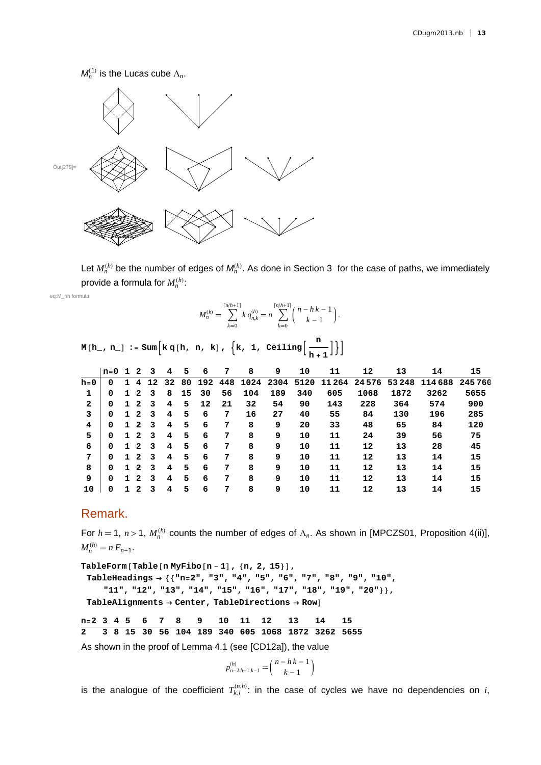$M_n^{(1)}$ is the Lucas cube $\Lambda_n$.

Out[279]=

Let $M_n^{(h)}$ be the number of edges of $M_n^{(h)}$. As done in Section 3 for the case of paths, we immediately provide a formula for $M_n^{(h)}$:

eq:M_nh formula

$$M_n^{(h)} = \sum_{k=0}^{\lceil n/h+1 \rceil} k\, q_{n,k}^{(h)} = n \sum_{k=0}^{\lceil n/h+1 \rceil} \binom{n-h\,k-1}{k-1}.$$

```
M[h_, n_] := Sum[k q[h, n, k], {k, 1, Ceiling[n/(h+1)]}]
```

| | n=0 | 1 | 2 | 3 | 4 | 5 | 6 | 7 | 8 | 9 | 10 | 11 | 12 | 13 | 14 | 15 |
|---|---|---|---|---|---|---|---|---|---|---|---|---|---|---|---|---|
| h=0 | 0 | 1 | 4 | 12 | 32 | 80 | 192 | 448 | 1024 | 2304 | 5120 | 11264 | 24576 | 53248 | 114688 | 245760 |
| 1 | 0 | 1 | 2 | 3 | 8 | 15 | 30 | 56 | 104 | 189 | 340 | 605 | 1068 | 1872 | 3262 | 5655 |
| 2 | 0 | 1 | 2 | 3 | 4 | 5 | 12 | 21 | 32 | 54 | 90 | 143 | 228 | 364 | 574 | 900 |
| 3 | 0 | 1 | 2 | 3 | 4 | 5 | 6 | 7 | 16 | 27 | 40 | 55 | 84 | 130 | 196 | 285 |
| 4 | 0 | 1 | 2 | 3 | 4 | 5 | 6 | 7 | 8 | 9 | 20 | 33 | 48 | 65 | 84 | 120 |
| 5 | 0 | 1 | 2 | 3 | 4 | 5 | 6 | 7 | 8 | 9 | 10 | 11 | 24 | 39 | 56 | 75 |
| 6 | 0 | 1 | 2 | 3 | 4 | 5 | 6 | 7 | 8 | 9 | 10 | 11 | 12 | 13 | 28 | 45 |
| 7 | 0 | 1 | 2 | 3 | 4 | 5 | 6 | 7 | 8 | 9 | 10 | 11 | 12 | 13 | 14 | 15 |
| 8 | 0 | 1 | 2 | 3 | 4 | 5 | 6 | 7 | 8 | 9 | 10 | 11 | 12 | 13 | 14 | 15 |
| 9 | 0 | 1 | 2 | 3 | 4 | 5 | 6 | 7 | 8 | 9 | 10 | 11 | 12 | 13 | 14 | 15 |
| 10 | 0 | 1 | 2 | 3 | 4 | 5 | 6 | 7 | 8 | 9 | 10 | 11 | 12 | 13 | 14 | 15 |

## Remark.

For $h = 1$, $n > 1$, $M_n^{(h)}$ counts the number of edges of $\Lambda_n$. As shown in [MPCZS01, Proposition 4(ii)], $M_n^{(h)} = n\,F_{n-1}$.

```
TableForm[Table[n MyFibo[n - 1], {n, 2, 15}],
 TableHeadings → {{"n=2", "3", "4", "5", "6", "7", "8", "9", "10",
    "11", "12", "13", "14", "15", "16", "17", "18", "19", "20"}},
 TableAlignments → Center, TableDirections → Row]
```

| n=2 | 3 | 4 | 5 | 6 | 7 | 8 | 9 | 10 | 11 | 12 | 13 | 14 | 15 |
|---|---|---|---|---|---|---|---|---|---|---|---|---|---|
| 2 | 3 | 8 | 15 | 30 | 56 | 104 | 189 | 340 | 605 | 1068 | 1872 | 3262 | 5655 |

As shown in the proof of Lemma 4.1 (see [CD12a]), the value

$$p_{n-2h-1,k-1}^{(h)} = \binom{n-h\,k-1}{k-1}$$

is the analogue of the coefficient $T_{k,i}^{(n,h)}$: in the case of cycles we have no dependencies on $i$,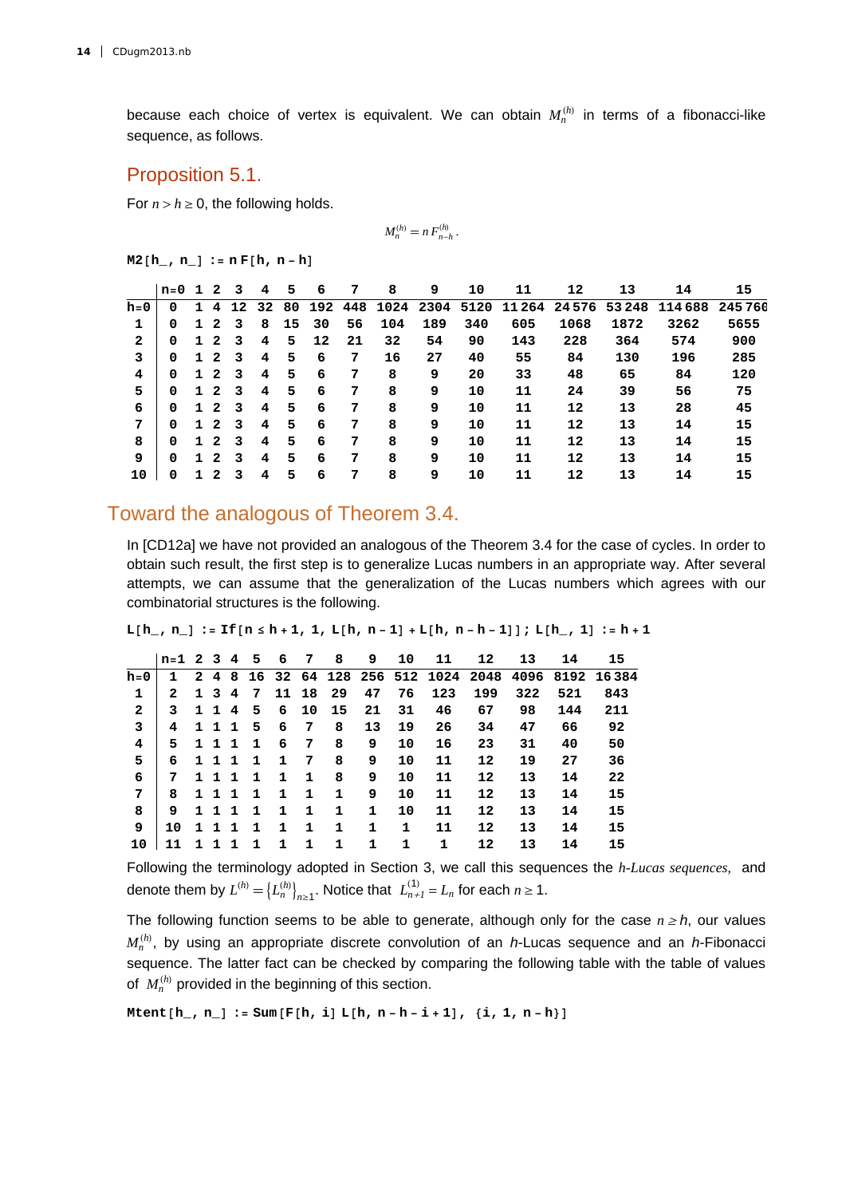because each choice of vertex is equivalent. We can obtain $M_n^{(h)}$ in terms of a fibonacci-like sequence, as follows.

## Proposition 5.1.

For $n > h \geq 0$, the following holds.

$$M_n^{(h)} = n\, F_{n-h}^{(h)}.$$

```
M2[h_, n_] := n F[h, n - h]
```

| | n=0 | 1 | 2 | 3 | 4 | 5 | 6 | 7 | 8 | 9 | 10 | 11 | 12 | 13 | 14 | 15 |
|---|---|---|---|---|---|---|---|---|---|---|---|---|---|---|---|---|
| h=0 | 0 | 1 | 4 | 12 | 32 | 80 | 192 | 448 | 1024 | 2304 | 5120 | 11264 | 24576 | 53248 | 114688 | 245760 |
| 1 | 0 | 1 | 2 | 3 | 8 | 15 | 30 | 56 | 104 | 189 | 340 | 605 | 1068 | 1872 | 3262 | 5655 |
| 2 | 0 | 1 | 2 | 3 | 4 | 5 | 12 | 21 | 32 | 54 | 90 | 143 | 228 | 364 | 574 | 900 |
| 3 | 0 | 1 | 2 | 3 | 4 | 5 | 6 | 7 | 16 | 27 | 40 | 55 | 84 | 130 | 196 | 285 |
| 4 | 0 | 1 | 2 | 3 | 4 | 5 | 6 | 7 | 8 | 9 | 20 | 33 | 48 | 65 | 84 | 120 |
| 5 | 0 | 1 | 2 | 3 | 4 | 5 | 6 | 7 | 8 | 9 | 10 | 11 | 24 | 39 | 56 | 75 |
| 6 | 0 | 1 | 2 | 3 | 4 | 5 | 6 | 7 | 8 | 9 | 10 | 11 | 12 | 13 | 28 | 45 |
| 7 | 0 | 1 | 2 | 3 | 4 | 5 | 6 | 7 | 8 | 9 | 10 | 11 | 12 | 13 | 14 | 15 |
| 8 | 0 | 1 | 2 | 3 | 4 | 5 | 6 | 7 | 8 | 9 | 10 | 11 | 12 | 13 | 14 | 15 |
| 9 | 0 | 1 | 2 | 3 | 4 | 5 | 6 | 7 | 8 | 9 | 10 | 11 | 12 | 13 | 14 | 15 |
| 10 | 0 | 1 | 2 | 3 | 4 | 5 | 6 | 7 | 8 | 9 | 10 | 11 | 12 | 13 | 14 | 15 |

# Toward the analogous of Theorem 3.4.

In [CD12a] we have not provided an analogous of the Theorem 3.4 for the case of cycles. In order to obtain such result, the first step is to generalize Lucas numbers in an appropriate way. After several attempts, we can assume that the generalization of the Lucas numbers which agrees with our combinatorial structures is the following.

```
L[h_, n_] := If[n ≤ h + 1, 1, L[h, n - 1] + L[h, n - h - 1]]; L[h_, 1] := h + 1
```

| | n=1 | 2 | 3 | 4 | 5 | 6 | 7 | 8 | 9 | 10 | 11 | 12 | 13 | 14 | 15 |
|---|---|---|---|---|---|---|---|---|---|---|---|---|---|---|---|
| h=0 | 1 | 2 | 4 | 8 | 16 | 32 | 64 | 128 | 256 | 512 | 1024 | 2048 | 4096 | 8192 | 16384 |
| 1 | 2 | 1 | 3 | 4 | 7 | 11 | 18 | 29 | 47 | 76 | 123 | 199 | 322 | 521 | 843 |
| 2 | 3 | 1 | 1 | 4 | 5 | 6 | 10 | 15 | 21 | 31 | 46 | 67 | 98 | 144 | 211 |
| 3 | 4 | 1 | 1 | 1 | 5 | 6 | 7 | 8 | 13 | 19 | 26 | 34 | 47 | 66 | 92 |
| 4 | 5 | 1 | 1 | 1 | 1 | 6 | 7 | 8 | 9 | 10 | 16 | 23 | 31 | 40 | 50 |
| 5 | 6 | 1 | 1 | 1 | 1 | 1 | 7 | 8 | 9 | 10 | 11 | 12 | 19 | 27 | 36 |
| 6 | 7 | 1 | 1 | 1 | 1 | 1 | 1 | 8 | 9 | 10 | 11 | 12 | 13 | 14 | 22 |
| 7 | 8 | 1 | 1 | 1 | 1 | 1 | 1 | 1 | 9 | 10 | 11 | 12 | 13 | 14 | 15 |
| 8 | 9 | 1 | 1 | 1 | 1 | 1 | 1 | 1 | 1 | 10 | 11 | 12 | 13 | 14 | 15 |
| 9 | 10 | 1 | 1 | 1 | 1 | 1 | 1 | 1 | 1 | 1 | 11 | 12 | 13 | 14 | 15 |
| 10 | 11 | 1 | 1 | 1 | 1 | 1 | 1 | 1 | 1 | 1 | 1 | 12 | 13 | 14 | 15 |

Following the terminology adopted in Section 3, we call this sequences the *h-Lucas sequences,* and denote them by $L^{(h)} = \{L_n^{(h)}\}_{n \geq 1}$. Notice that $L_{n+1}^{(1)} = L_n$ for each $n \geq 1$.

The following function seems to be able to generate, although only for the case $n \geq h$, our values $M_n^{(h)}$, by using an appropriate discrete convolution of an $h$-Lucas sequence and an $h$-Fibonacci sequence. The latter fact can be checked by comparing the following table with the table of values of $M_n^{(h)}$ provided in the beginning of this section.

```
Mtent[h_, n_] := Sum[F[h, i] L[h, n - h - i + 1], {i, 1, n - h}]
```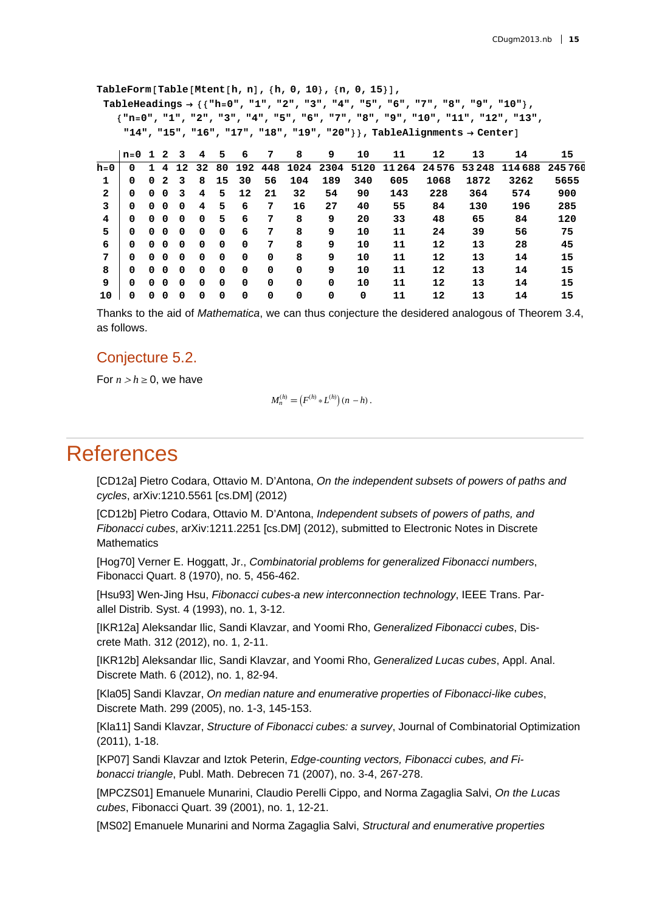```
TableForm[Table[Mtent[h, n], {h, 0, 10}, {n, 0, 15}],
 TableHeadings → {{"h=0", "1", "2", "3", "4", "5", "6", "7", "8", "9", "10"},
   {"n=0", "1", "2", "3", "4", "5", "6", "7", "8", "9", "10", "11", "12", "13",
    "14", "15", "16", "17", "18", "19", "20"}}, TableAlignments → Center]
```

| | n=0 | 1 | 2 | 3 | 4 | 5 | 6 | 7 | 8 | 9 | 10 | 11 | 12 | 13 | 14 | 15 |
|---|---|---|---|---|---|---|---|---|---|---|---|---|---|---|---|---|
| h=0 | 0 | 1 | 4 | 12 | 32 | 80 | 192 | 448 | 1024 | 2304 | 5120 | 11264 | 24576 | 53248 | 114688 | 245760 |
| 1 | 0 | 0 | 2 | 3 | 8 | 15 | 30 | 56 | 104 | 189 | 340 | 605 | 1068 | 1872 | 3262 | 5655 |
| 2 | 0 | 0 | 0 | 3 | 4 | 5 | 12 | 21 | 32 | 54 | 90 | 143 | 228 | 364 | 574 | 900 |
| 3 | 0 | 0 | 0 | 0 | 4 | 5 | 6 | 7 | 16 | 27 | 40 | 55 | 84 | 130 | 196 | 285 |
| 4 | 0 | 0 | 0 | 0 | 0 | 5 | 6 | 7 | 8 | 9 | 20 | 33 | 48 | 65 | 84 | 120 |
| 5 | 0 | 0 | 0 | 0 | 0 | 0 | 6 | 7 | 8 | 9 | 10 | 11 | 24 | 39 | 56 | 75 |
| 6 | 0 | 0 | 0 | 0 | 0 | 0 | 0 | 7 | 8 | 9 | 10 | 11 | 12 | 13 | 28 | 45 |
| 7 | 0 | 0 | 0 | 0 | 0 | 0 | 0 | 0 | 8 | 9 | 10 | 11 | 12 | 13 | 14 | 15 |
| 8 | 0 | 0 | 0 | 0 | 0 | 0 | 0 | 0 | 0 | 9 | 10 | 11 | 12 | 13 | 14 | 15 |
| 9 | 0 | 0 | 0 | 0 | 0 | 0 | 0 | 0 | 0 | 0 | 10 | 11 | 12 | 13 | 14 | 15 |
| 10 | 0 | 0 | 0 | 0 | 0 | 0 | 0 | 0 | 0 | 0 | 0 | 11 | 12 | 13 | 14 | 15 |

Thanks to the aid of *Mathematica*, we can thus conjecture the desidered analogous of Theorem 3.4, as follows.

### Conjecture 5.2.

For $n > h \geq 0$, we have

$$M_n^{(h)} = \left(F^{(h)} * L^{(h)}\right)(n-h).$$

# References

[CD12a] Pietro Codara, Ottavio M. D'Antona, *On the independent subsets of powers of paths and cycles*, arXiv:1210.5561 [cs.DM] (2012)

[CD12b] Pietro Codara, Ottavio M. D'Antona, *Independent subsets of powers of paths, and Fibonacci cubes*, arXiv:1211.2251 [cs.DM] (2012), submitted to Electronic Notes in Discrete Mathematics

[Hog70] Verner E. Hoggatt, Jr., *Combinatorial problems for generalized Fibonacci numbers*, Fibonacci Quart. 8 (1970), no. 5, 456-462.

[Hsu93] Wen-Jing Hsu, *Fibonacci cubes-a new interconnection technology*, IEEE Trans. Parallel Distrib. Syst. 4 (1993), no. 1, 3-12.

[IKR12a] Aleksandar Ilic, Sandi Klavzar, and Yoomi Rho, *Generalized Fibonacci cubes*, Discrete Math. 312 (2012), no. 1, 2-11.

[IKR12b] Aleksandar Ilic, Sandi Klavzar, and Yoomi Rho, *Generalized Lucas cubes*, Appl. Anal. Discrete Math. 6 (2012), no. 1, 82-94.

[Kla05] Sandi Klavzar, *On median nature and enumerative properties of Fibonacci-like cubes*, Discrete Math. 299 (2005), no. 1-3, 145-153.

[Kla11] Sandi Klavzar, *Structure of Fibonacci cubes: a survey*, Journal of Combinatorial Optimization (2011), 1-18.

[KP07] Sandi Klavzar and Iztok Peterin, *Edge-counting vectors, Fibonacci cubes, and Fibonacci triangle*, Publ. Math. Debrecen 71 (2007), no. 3-4, 267-278.

[MPCZS01] Emanuele Munarini, Claudio Perelli Cippo, and Norma Zagaglia Salvi, *On the Lucas cubes*, Fibonacci Quart. 39 (2001), no. 1, 12-21.

[MS02] Emanuele Munarini and Norma Zagaglia Salvi, *Structural and enumerative properties*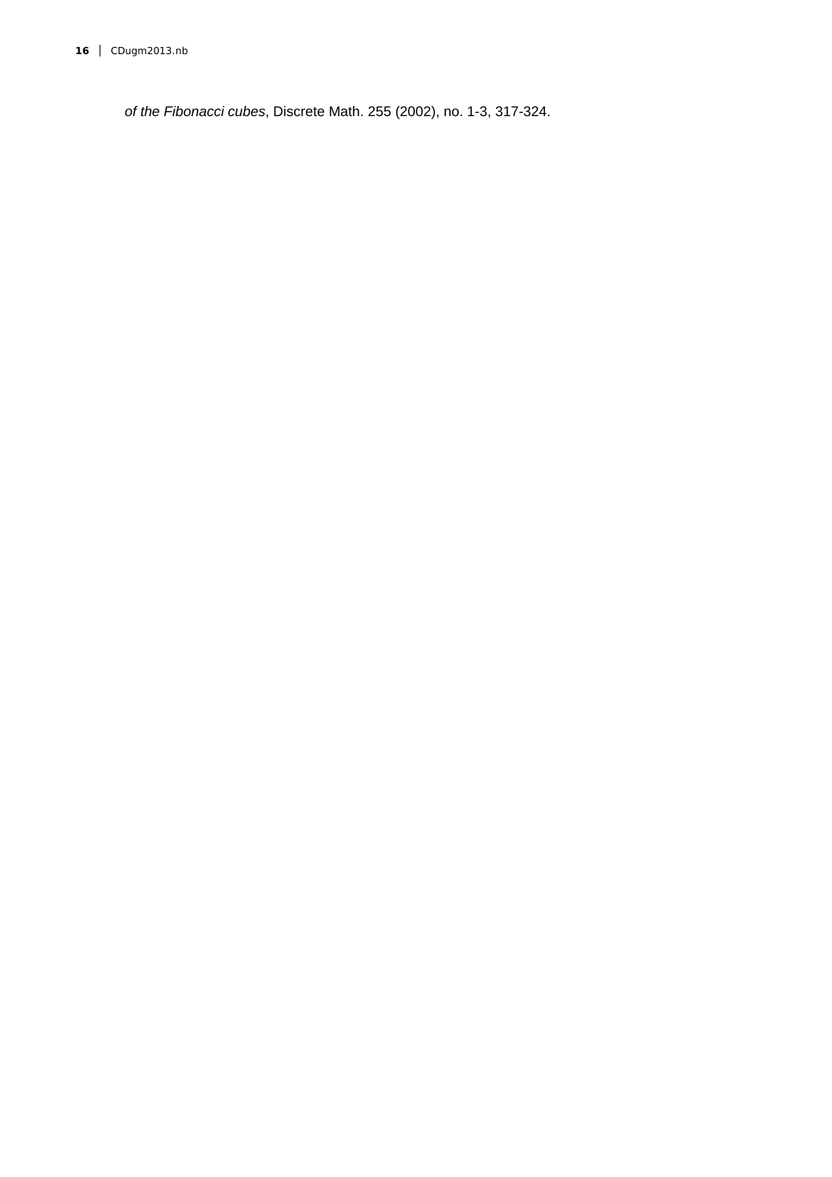*of the Fibonacci cubes*, Discrete Math. 255 (2002), no. 1-3, 317-324.